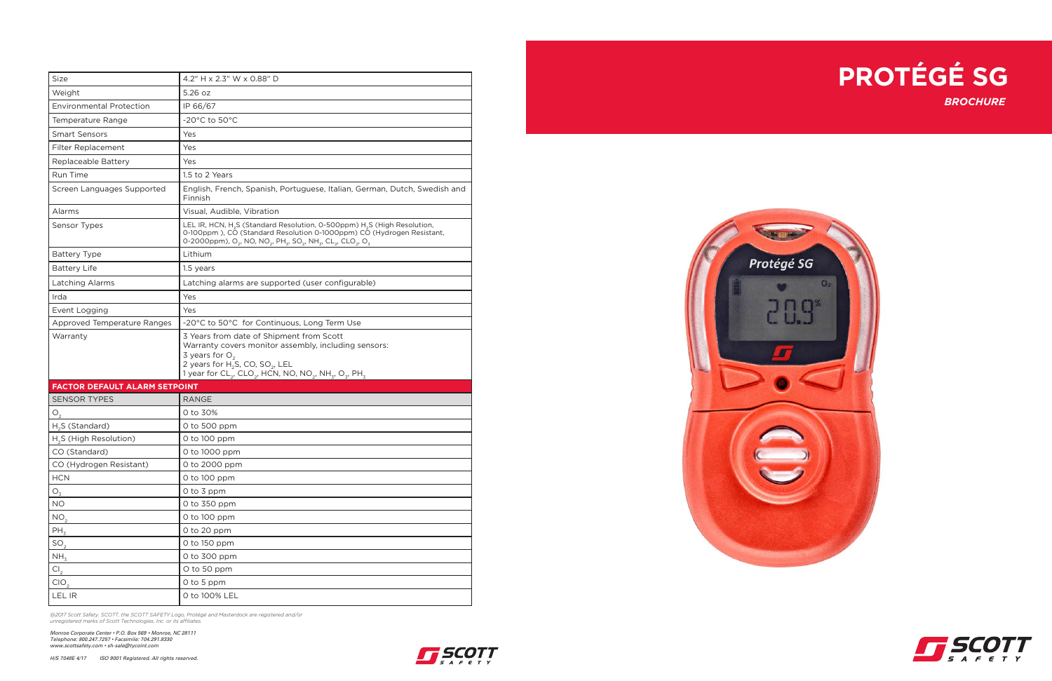# PROTÉGÉ SG

***BROCHURE***

| Size | 4.2" H x 2.3" W x 0.88" D |
|---|---|
| Weight | 5.26 oz |
| Environmental Protection | IP 66/67 |
| Temperature Range | -20°C to 50°C |
| Smart Sensors | Yes |
| Filter Replacement | Yes |
| Replaceable Battery | Yes |
| Run Time | 1.5 to 2 Years |
| Screen Languages Supported | English, French, Spanish, Portuguese, Italian, German, Dutch, Swedish and Finnish |
| Alarms | Visual, Audible, Vibration |
| Sensor Types | LEL IR, HCN, $H_2S$ (Standard Resolution, 0-500ppm) $H_2S$ (High Resolution, 0-100ppm ), CO (Standard Resolution 0-1000ppm) CO (Hydrogen Resistant, 0-2000ppm), $O_2$, NO, $NO_2$, $PH_3$, $SO_2$, $NH_3$, $CL_2$, $CLO_2$, $O_3$ |
| Battery Type | Lithium |
| Battery Life | 1.5 years |
| Latching Alarms | Latching alarms are supported (user configurable) |
| Irda | Yes |
| Event Logging | Yes |
| Approved Temperature Ranges | -20°C to 50°C for Continuous, Long Term Use |
| Warranty | 3 Years from date of Shipment from Scott<br>Warranty covers monitor assembly, including sensors:<br>3 years for $O_2$<br>2 years for $H_2S$, CO, $SO_2$, LEL<br>1 year for $CL_2$, $CLO_2$, HCN, NO, $NO_2$, $NH_3$, $O_3$, $PH_3$ |

**FACTOR DEFAULT ALARM SETPOINT**

| SENSOR TYPES | RANGE |
|---|---|
| $O_2$ | 0 to 30% |
| $H_2S$ (Standard) | 0 to 500 ppm |
| $H_2S$ (High Resolution) | 0 to 100 ppm |
| CO (Standard) | 0 to 1000 ppm |
| CO (Hydrogen Resistant) | 0 to 2000 ppm |
| HCN | 0 to 100 ppm |
| $O_3$ | 0 to 3 ppm |
| NO | 0 to 350 ppm |
| $NO_2$ | 0 to 100 ppm |
| $PH_3$ | 0 to 20 ppm |
| $SO_2$ | 0 to 150 ppm |
| $NH_3$ | 0 to 300 ppm |
| $Cl_2$ | 0 to 50 ppm |
| $ClO_2$ | 0 to 5 ppm |
| LEL IR | 0 to 100% LEL |

*©2017 Scott Safety. SCOTT, the SCOTT SAFETY Logo, Protégé and Masterdock are registered and/or unregistered marks of Scott Technologies, Inc. or its affiliates.*

*Monroe Corporate Center • P.O. Box 569 • Monroe, NC 28111*
*Telephone: 800.247.7257 • Facsimile: 704.291.8330*
*www.scottsafety.com • sh-sale@tycoint.com*

*H/S 7048E 4/17 ISO 9001 Registered. All rights reserved.*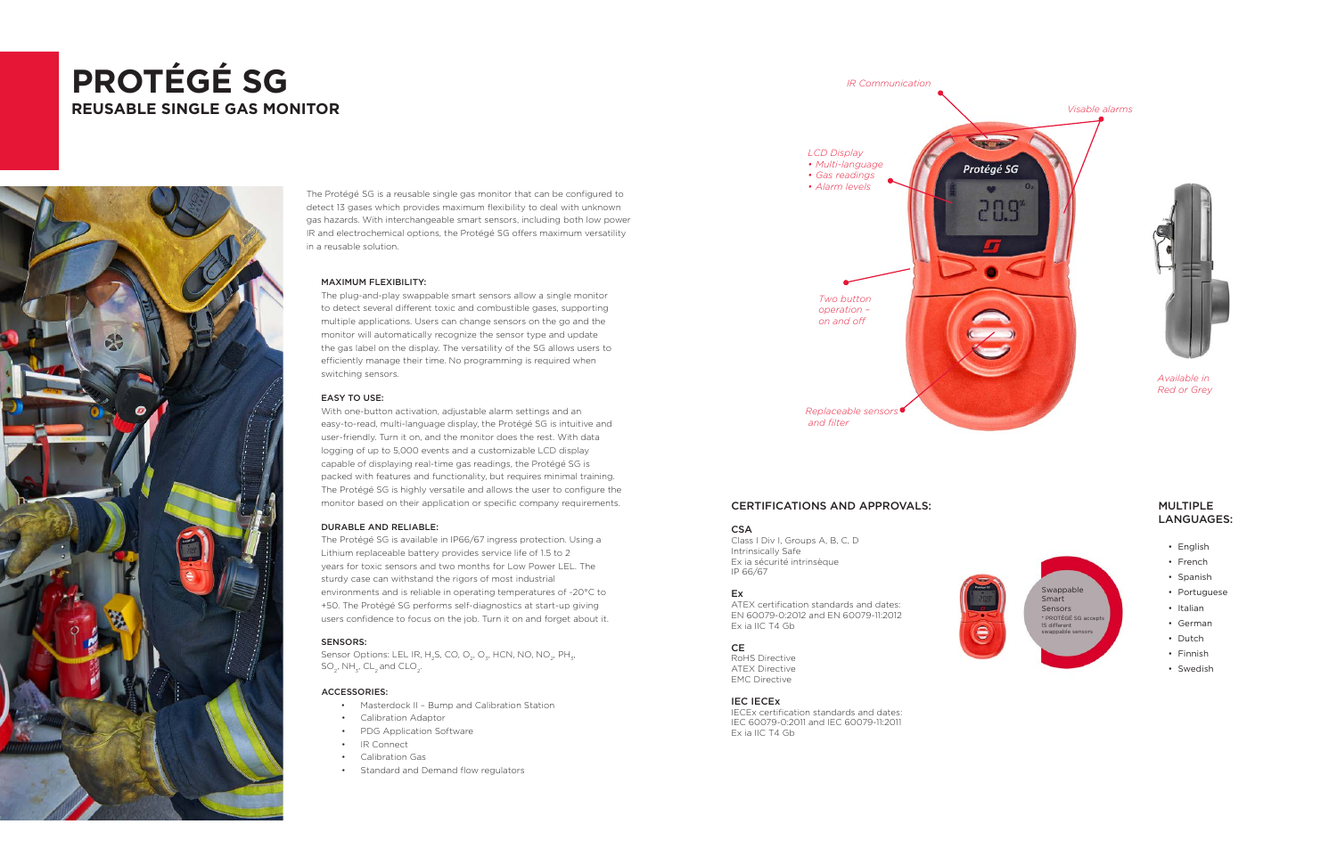# PROTÉGÉ SG

## REUSABLE SINGLE GAS MONITOR

The Protégé SG is a reusable single gas monitor that can be configured to detect 13 gases which provides maximum flexibility to deal with unknown gas hazards. With interchangeable smart sensors, including both low power IR and electrochemical options, the Protégé SG offers maximum versatility in a reusable solution.

### MAXIMUM FLEXIBILITY:

The plug-and-play swappable smart sensors allow a single monitor to detect several different toxic and combustible gases, supporting multiple applications. Users can change sensors on the go and the monitor will automatically recognize the sensor type and update the gas label on the display. The versatility of the SG allows users to efficiently manage their time. No programming is required when switching sensors.

### EASY TO USE:

With one-button activation, adjustable alarm settings and an easy-to-read, multi-language display, the Protégé SG is intuitive and user-friendly. Turn it on, and the monitor does the rest. With data logging of up to 5,000 events and a customizable LCD display capable of displaying real-time gas readings, the Protégé SG is packed with features and functionality, but requires minimal training. The Protégé SG is highly versatile and allows the user to configure the monitor based on their application or specific company requirements.

### DURABLE AND RELIABLE:

The Protégé SG is available in IP66/67 ingress protection. Using a Lithium replaceable battery provides service life of 1.5 to 2 years for toxic sensors and two months for Low Power LEL. The sturdy case can withstand the rigors of most industrial environments and is reliable in operating temperatures of -20°C to +50. The Protégé SG performs self-diagnostics at start-up giving users confidence to focus on the job. Turn it on and forget about it.

### SENSORS:

Sensor Options: LEL IR, $H_2S$, CO, $O_2$, $O_3$, HCN, NO, $NO_2$, $PH_3$, $SO_2$, $NH_3$, $CL_2$ and $CLO_2$.

### ACCESSORIES:

- Masterdock II – Bump and Calibration Station
- Calibration Adaptor
- PDG Application Software
- IR Connect
- Calibration Gas
- Standard and Demand flow regulators

*IR Communication*

*Visable alarms*

*LCD Display*
*• Multi-language*
*• Gas readings*
*• Alarm levels*

*Two button operation – on and off*

*Replaceable sensors and filter*

*Available in Red or Grey*

### CERTIFICATIONS AND APPROVALS:

**CSA**
Class I Div I, Groups A, B, C, D
Intrinsically Safe
Ex ia sécurité intrinsèque
IP 66/67

**Ex**
ATEX certification standards and dates:
EN 60079-0:2012 and EN 60079-11:2012
Ex ia IIC T4 Gb

**CE**
RoHS Directive
ATEX Directive
EMC Directive

**IEC IECEx**
IECEx certification standards and dates:
IEC 60079-0:2011 and IEC 60079-11:2011
Ex ia IIC T4 Gb

Swappable Smart Sensors
* PROTÉGÉ SG accepts 15 different swappable sensors

### MULTIPLE LANGUAGES:

- English
- French
- Spanish
- Portuguese
- Italian
- German
- Dutch
- Finnish
- Swedish